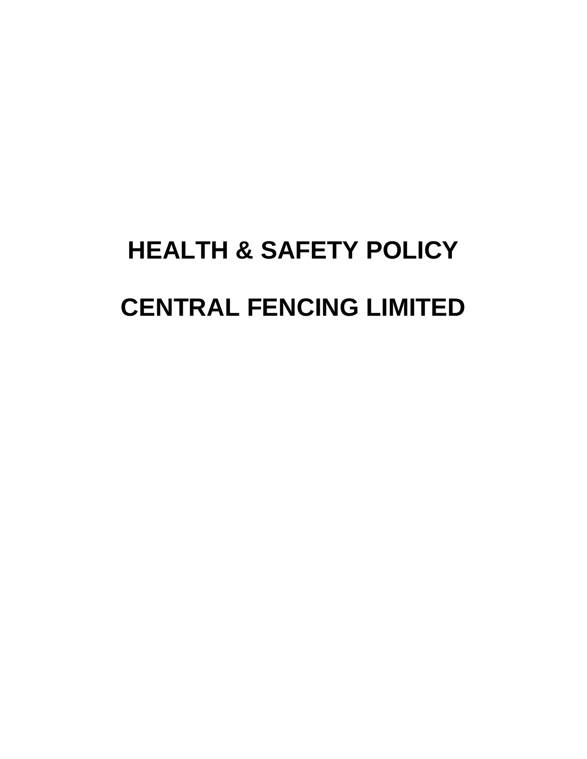# HEALTH & SAFETY POLICY

# CENTRAL FENCING LIMITED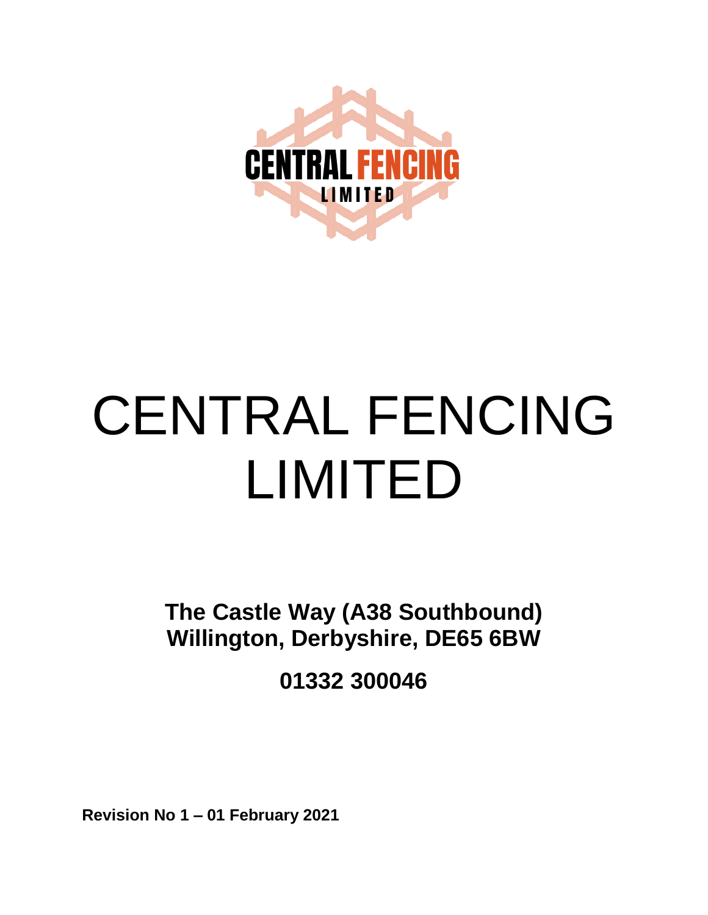# CENTRAL FENCING LIMITED

**The Castle Way (A38 Southbound)**
**Willington, Derbyshire, DE65 6BW**

**01332 300046**

**Revision No 1 – 01 February 2021**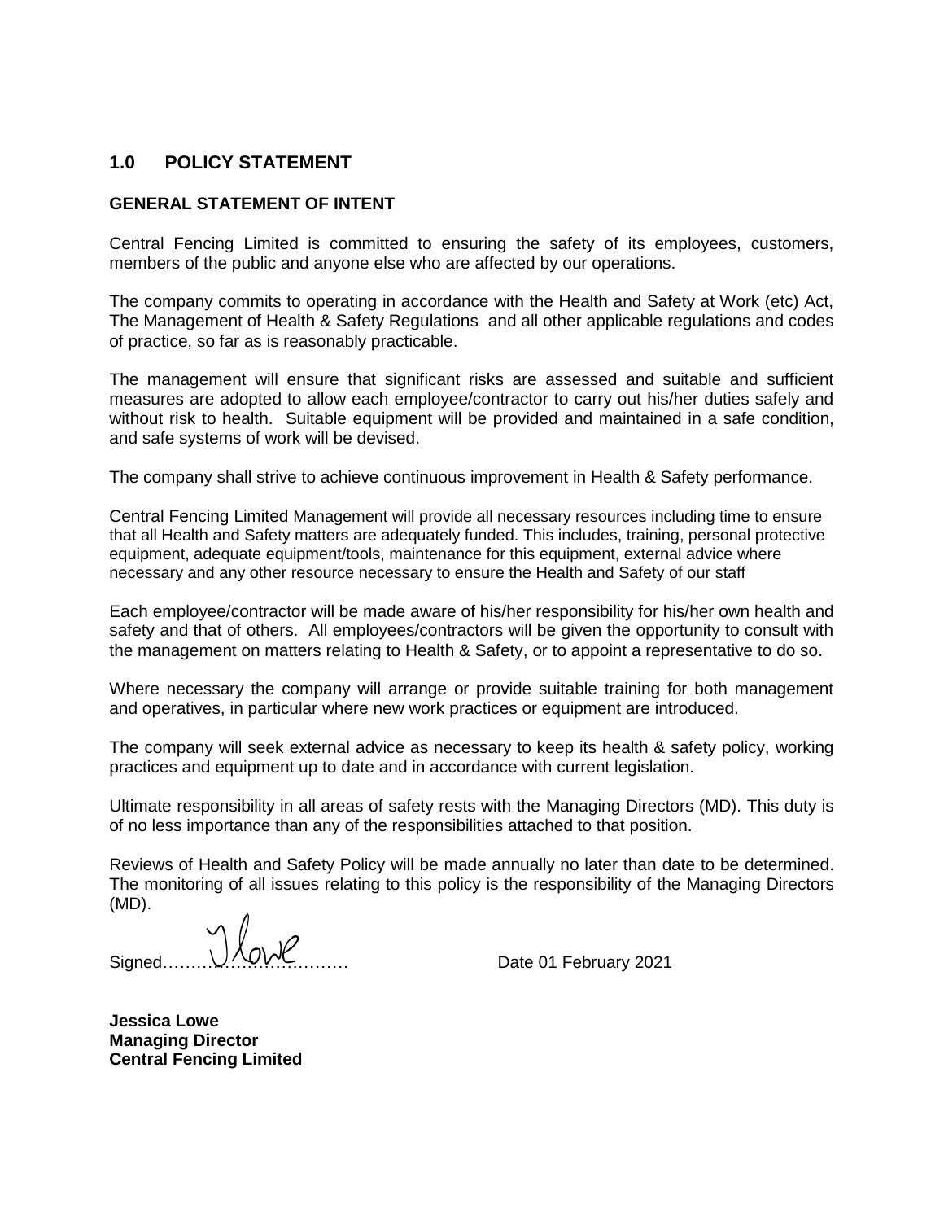## 1.0 POLICY STATEMENT

**GENERAL STATEMENT OF INTENT**

Central Fencing Limited is committed to ensuring the safety of its employees, customers, members of the public and anyone else who are affected by our operations.

The company commits to operating in accordance with the Health and Safety at Work (etc) Act, The Management of Health & Safety Regulations and all other applicable regulations and codes of practice, so far as is reasonably practicable.

The management will ensure that significant risks are assessed and suitable and sufficient measures are adopted to allow each employee/contractor to carry out his/her duties safely and without risk to health. Suitable equipment will be provided and maintained in a safe condition, and safe systems of work will be devised.

The company shall strive to achieve continuous improvement in Health & Safety performance.

Central Fencing Limited Management will provide all necessary resources including time to ensure that all Health and Safety matters are adequately funded. This includes, training, personal protective equipment, adequate equipment/tools, maintenance for this equipment, external advice where necessary and any other resource necessary to ensure the Health and Safety of our staff

Each employee/contractor will be made aware of his/her responsibility for his/her own health and safety and that of others. All employees/contractors will be given the opportunity to consult with the management on matters relating to Health & Safety, or to appoint a representative to do so.

Where necessary the company will arrange or provide suitable training for both management and operatives, in particular where new work practices or equipment are introduced.

The company will seek external advice as necessary to keep its health & safety policy, working practices and equipment up to date and in accordance with current legislation.

Ultimate responsibility in all areas of safety rests with the Managing Directors (MD). This duty is of no less importance than any of the responsibilities attached to that position.

Reviews of Health and Safety Policy will be made annually no later than date to be determined. The monitoring of all issues relating to this policy is the responsibility of the Managing Directors (MD).

Signed……J Lowe……… Date 01 February 2021

**Jessica Lowe**
**Managing Director**
**Central Fencing Limited**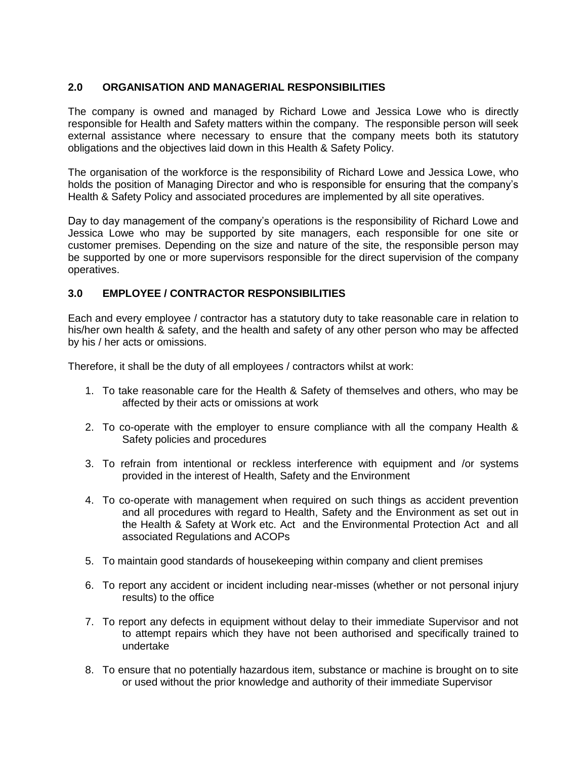## 2.0 ORGANISATION AND MANAGERIAL RESPONSIBILITIES

The company is owned and managed by Richard Lowe and Jessica Lowe who is directly responsible for Health and Safety matters within the company. The responsible person will seek external assistance where necessary to ensure that the company meets both its statutory obligations and the objectives laid down in this Health & Safety Policy.

The organisation of the workforce is the responsibility of Richard Lowe and Jessica Lowe, who holds the position of Managing Director and who is responsible for ensuring that the company's Health & Safety Policy and associated procedures are implemented by all site operatives.

Day to day management of the company's operations is the responsibility of Richard Lowe and Jessica Lowe who may be supported by site managers, each responsible for one site or customer premises. Depending on the size and nature of the site, the responsible person may be supported by one or more supervisors responsible for the direct supervision of the company operatives.

## 3.0 EMPLOYEE / CONTRACTOR RESPONSIBILITIES

Each and every employee / contractor has a statutory duty to take reasonable care in relation to his/her own health & safety, and the health and safety of any other person who may be affected by his / her acts or omissions.

Therefore, it shall be the duty of all employees / contractors whilst at work:

1. To take reasonable care for the Health & Safety of themselves and others, who may be affected by their acts or omissions at work

2. To co-operate with the employer to ensure compliance with all the company Health & Safety policies and procedures

3. To refrain from intentional or reckless interference with equipment and /or systems provided in the interest of Health, Safety and the Environment

4. To co-operate with management when required on such things as accident prevention and all procedures with regard to Health, Safety and the Environment as set out in the Health & Safety at Work etc. Act and the Environmental Protection Act and all associated Regulations and ACOPs

5. To maintain good standards of housekeeping within company and client premises

6. To report any accident or incident including near-misses (whether or not personal injury results) to the office

7. To report any defects in equipment without delay to their immediate Supervisor and not to attempt repairs which they have not been authorised and specifically trained to undertake

8. To ensure that no potentially hazardous item, substance or machine is brought on to site or used without the prior knowledge and authority of their immediate Supervisor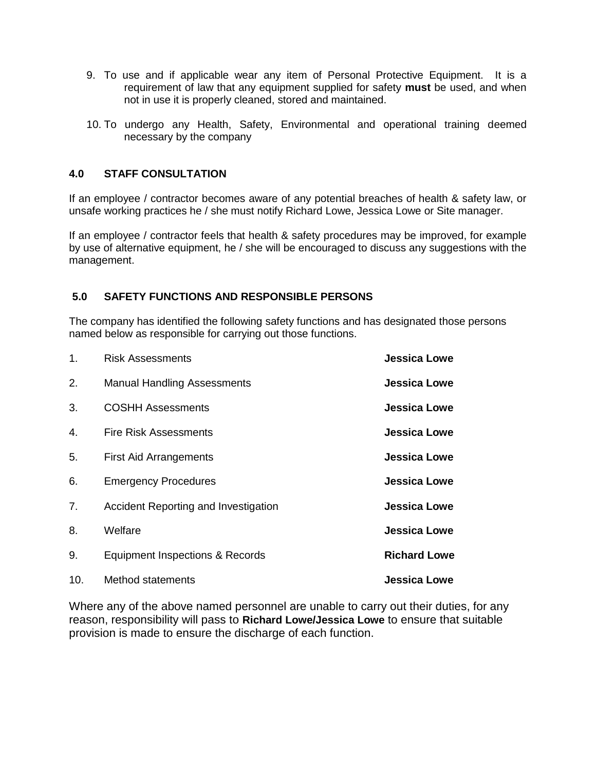9. To use and if applicable wear any item of Personal Protective Equipment. It is a requirement of law that any equipment supplied for safety **must** be used, and when not in use it is properly cleaned, stored and maintained.

10. To undergo any Health, Safety, Environmental and operational training deemed necessary by the company

## 4.0 STAFF CONSULTATION

If an employee / contractor becomes aware of any potential breaches of health & safety law, or unsafe working practices he / she must notify Richard Lowe, Jessica Lowe or Site manager.

If an employee / contractor feels that health & safety procedures may be improved, for example by use of alternative equipment, he / she will be encouraged to discuss any suggestions with the management.

## 5.0 SAFETY FUNCTIONS AND RESPONSIBLE PERSONS

The company has identified the following safety functions and has designated those persons named below as responsible for carrying out those functions.

| | | |
|---|---|---|
| 1. | Risk Assessments | **Jessica Lowe** |
| 2. | Manual Handling Assessments | **Jessica Lowe** |
| 3. | COSHH Assessments | **Jessica Lowe** |
| 4. | Fire Risk Assessments | **Jessica Lowe** |
| 5. | First Aid Arrangements | **Jessica Lowe** |
| 6. | Emergency Procedures | **Jessica Lowe** |
| 7. | Accident Reporting and Investigation | **Jessica Lowe** |
| 8. | Welfare | **Jessica Lowe** |
| 9. | Equipment Inspections & Records | **Richard Lowe** |
| 10. | Method statements | **Jessica Lowe** |

Where any of the above named personnel are unable to carry out their duties, for any reason, responsibility will pass to **Richard Lowe/Jessica Lowe** to ensure that suitable provision is made to ensure the discharge of each function.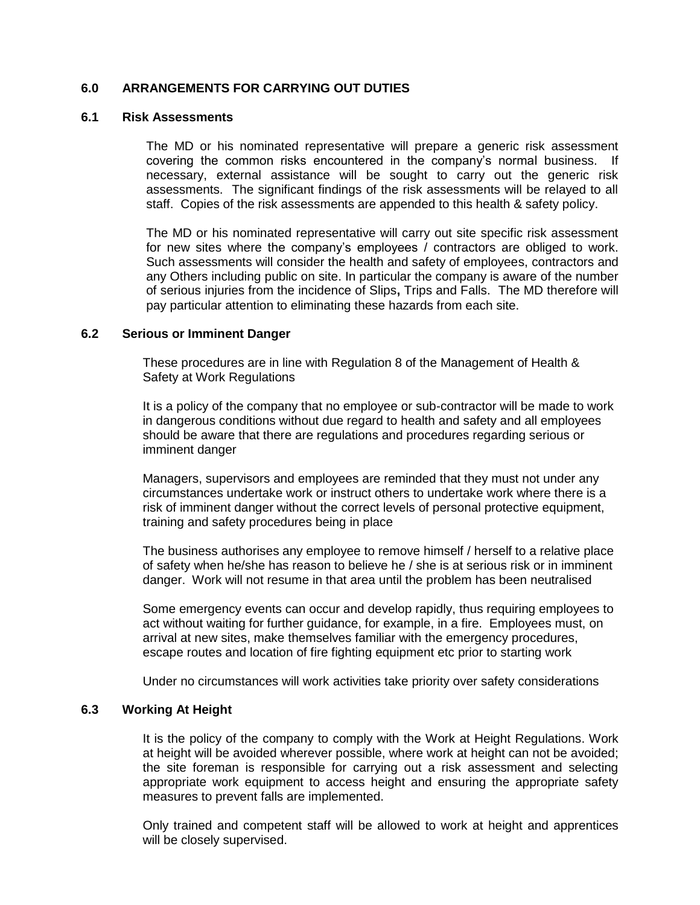## 6.0 ARRANGEMENTS FOR CARRYING OUT DUTIES

### 6.1 Risk Assessments

The MD or his nominated representative will prepare a generic risk assessment covering the common risks encountered in the company's normal business. If necessary, external assistance will be sought to carry out the generic risk assessments. The significant findings of the risk assessments will be relayed to all staff. Copies of the risk assessments are appended to this health & safety policy.

The MD or his nominated representative will carry out site specific risk assessment for new sites where the company's employees / contractors are obliged to work. Such assessments will consider the health and safety of employees, contractors and any Others including public on site. In particular the company is aware of the number of serious injuries from the incidence of Slips**,** Trips and Falls. The MD therefore will pay particular attention to eliminating these hazards from each site.

### 6.2 Serious or Imminent Danger

These procedures are in line with Regulation 8 of the Management of Health & Safety at Work Regulations

It is a policy of the company that no employee or sub-contractor will be made to work in dangerous conditions without due regard to health and safety and all employees should be aware that there are regulations and procedures regarding serious or imminent danger

Managers, supervisors and employees are reminded that they must not under any circumstances undertake work or instruct others to undertake work where there is a risk of imminent danger without the correct levels of personal protective equipment, training and safety procedures being in place

The business authorises any employee to remove himself / herself to a relative place of safety when he/she has reason to believe he / she is at serious risk or in imminent danger. Work will not resume in that area until the problem has been neutralised

Some emergency events can occur and develop rapidly, thus requiring employees to act without waiting for further guidance, for example, in a fire. Employees must, on arrival at new sites, make themselves familiar with the emergency procedures, escape routes and location of fire fighting equipment etc prior to starting work

Under no circumstances will work activities take priority over safety considerations

### 6.3 Working At Height

It is the policy of the company to comply with the Work at Height Regulations. Work at height will be avoided wherever possible, where work at height can not be avoided; the site foreman is responsible for carrying out a risk assessment and selecting appropriate work equipment to access height and ensuring the appropriate safety measures to prevent falls are implemented.

Only trained and competent staff will be allowed to work at height and apprentices will be closely supervised.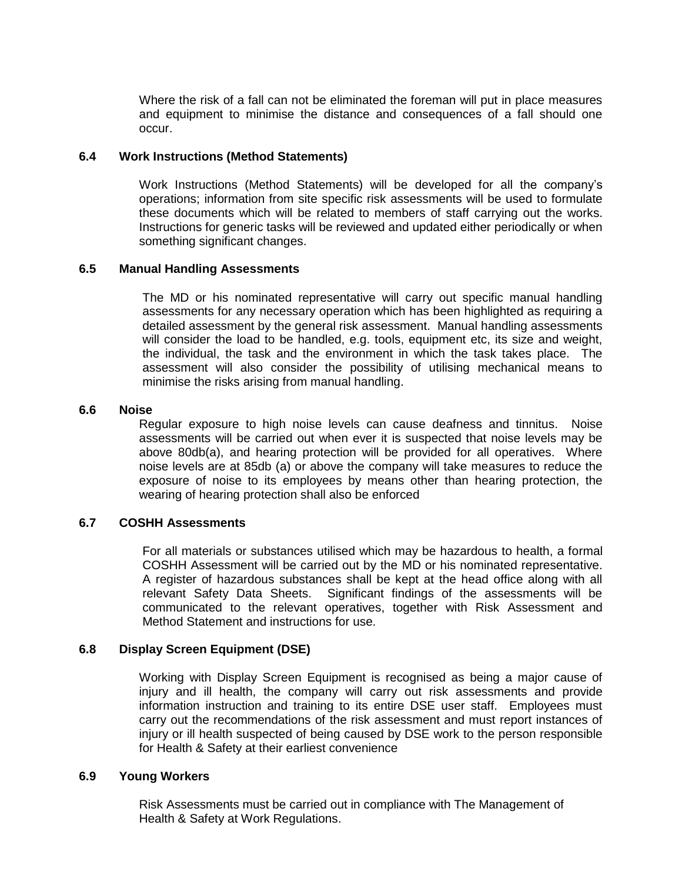Where the risk of a fall can not be eliminated the foreman will put in place measures and equipment to minimise the distance and consequences of a fall should one occur.

### 6.4 Work Instructions (Method Statements)

Work Instructions (Method Statements) will be developed for all the company's operations; information from site specific risk assessments will be used to formulate these documents which will be related to members of staff carrying out the works. Instructions for generic tasks will be reviewed and updated either periodically or when something significant changes.

### 6.5 Manual Handling Assessments

The MD or his nominated representative will carry out specific manual handling assessments for any necessary operation which has been highlighted as requiring a detailed assessment by the general risk assessment. Manual handling assessments will consider the load to be handled, e.g. tools, equipment etc, its size and weight, the individual, the task and the environment in which the task takes place. The assessment will also consider the possibility of utilising mechanical means to minimise the risks arising from manual handling.

### 6.6 Noise

Regular exposure to high noise levels can cause deafness and tinnitus. Noise assessments will be carried out when ever it is suspected that noise levels may be above 80db(a), and hearing protection will be provided for all operatives. Where noise levels are at 85db (a) or above the company will take measures to reduce the exposure of noise to its employees by means other than hearing protection, the wearing of hearing protection shall also be enforced

### 6.7 COSHH Assessments

For all materials or substances utilised which may be hazardous to health, a formal COSHH Assessment will be carried out by the MD or his nominated representative. A register of hazardous substances shall be kept at the head office along with all relevant Safety Data Sheets. Significant findings of the assessments will be communicated to the relevant operatives, together with Risk Assessment and Method Statement and instructions for use.

### 6.8 Display Screen Equipment (DSE)

Working with Display Screen Equipment is recognised as being a major cause of injury and ill health, the company will carry out risk assessments and provide information instruction and training to its entire DSE user staff. Employees must carry out the recommendations of the risk assessment and must report instances of injury or ill health suspected of being caused by DSE work to the person responsible for Health & Safety at their earliest convenience

### 6.9 Young Workers

Risk Assessments must be carried out in compliance with The Management of Health & Safety at Work Regulations.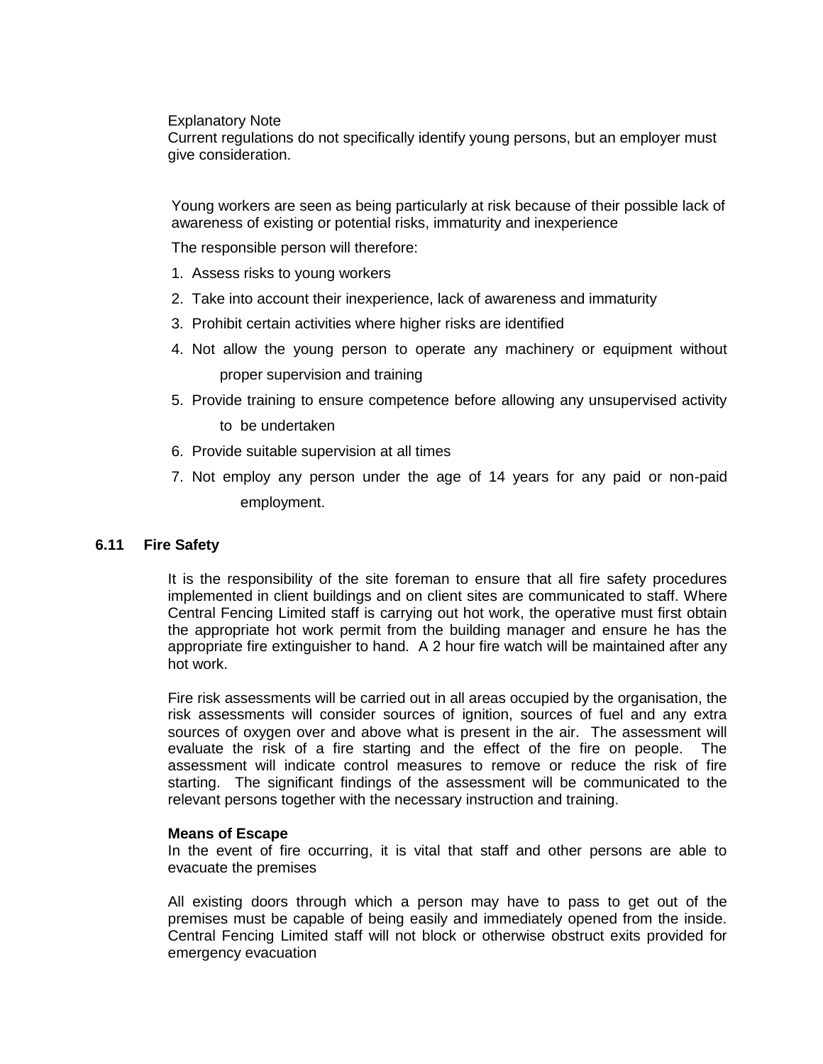Explanatory Note
Current regulations do not specifically identify young persons, but an employer must give consideration.

Young workers are seen as being particularly at risk because of their possible lack of awareness of existing or potential risks, immaturity and inexperience

The responsible person will therefore:

1. Assess risks to young workers
2. Take into account their inexperience, lack of awareness and immaturity
3. Prohibit certain activities where higher risks are identified
4. Not allow the young person to operate any machinery or equipment without proper supervision and training
5. Provide training to ensure competence before allowing any unsupervised activity to be undertaken
6. Provide suitable supervision at all times
7. Not employ any person under the age of 14 years for any paid or non-paid employment.

## 6.11 Fire Safety

It is the responsibility of the site foreman to ensure that all fire safety procedures implemented in client buildings and on client sites are communicated to staff. Where Central Fencing Limited staff is carrying out hot work, the operative must first obtain the appropriate hot work permit from the building manager and ensure he has the appropriate fire extinguisher to hand. A 2 hour fire watch will be maintained after any hot work.

Fire risk assessments will be carried out in all areas occupied by the organisation, the risk assessments will consider sources of ignition, sources of fuel and any extra sources of oxygen over and above what is present in the air. The assessment will evaluate the risk of a fire starting and the effect of the fire on people. The assessment will indicate control measures to remove or reduce the risk of fire starting. The significant findings of the assessment will be communicated to the relevant persons together with the necessary instruction and training.

**Means of Escape**
In the event of fire occurring, it is vital that staff and other persons are able to evacuate the premises

All existing doors through which a person may have to pass to get out of the premises must be capable of being easily and immediately opened from the inside. Central Fencing Limited staff will not block or otherwise obstruct exits provided for emergency evacuation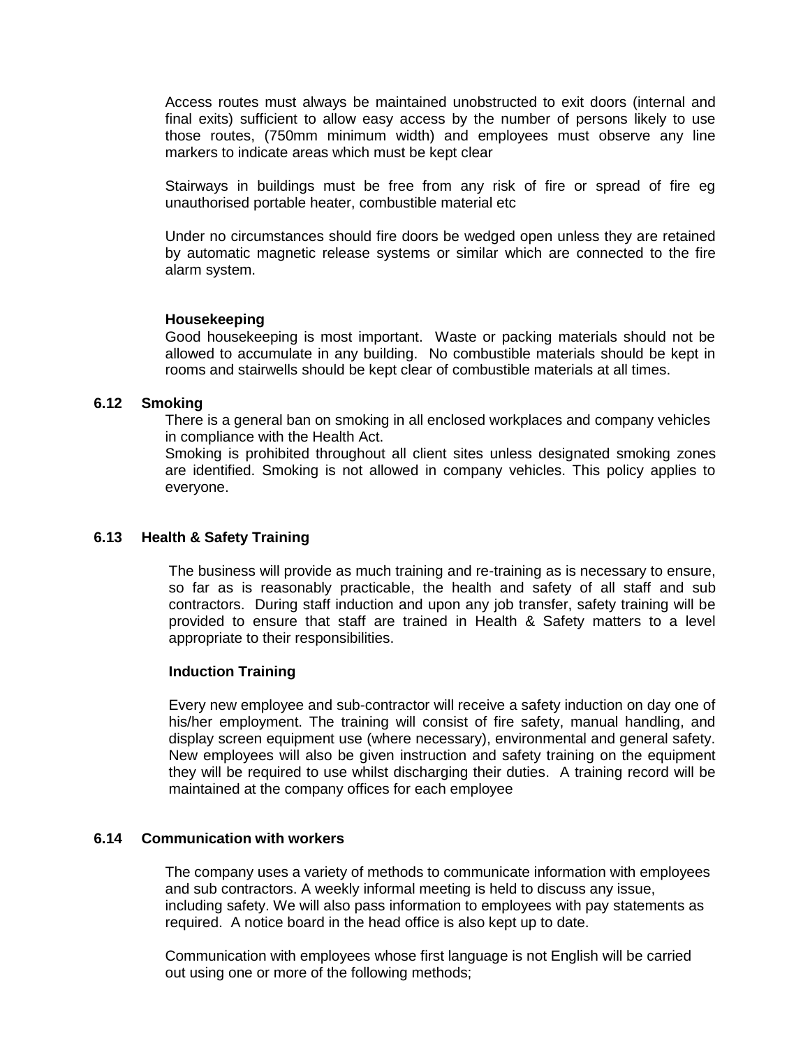Access routes must always be maintained unobstructed to exit doors (internal and final exits) sufficient to allow easy access by the number of persons likely to use those routes, (750mm minimum width) and employees must observe any line markers to indicate areas which must be kept clear

Stairways in buildings must be free from any risk of fire or spread of fire eg unauthorised portable heater, combustible material etc

Under no circumstances should fire doors be wedged open unless they are retained by automatic magnetic release systems or similar which are connected to the fire alarm system.

**Housekeeping**

Good housekeeping is most important. Waste or packing materials should not be allowed to accumulate in any building. No combustible materials should be kept in rooms and stairwells should be kept clear of combustible materials at all times.

### 6.12 Smoking

There is a general ban on smoking in all enclosed workplaces and company vehicles in compliance with the Health Act.

Smoking is prohibited throughout all client sites unless designated smoking zones are identified. Smoking is not allowed in company vehicles. This policy applies to everyone.

### 6.13 Health & Safety Training

The business will provide as much training and re-training as is necessary to ensure, so far as is reasonably practicable, the health and safety of all staff and sub contractors. During staff induction and upon any job transfer, safety training will be provided to ensure that staff are trained in Health & Safety matters to a level appropriate to their responsibilities.

**Induction Training**

Every new employee and sub-contractor will receive a safety induction on day one of his/her employment. The training will consist of fire safety, manual handling, and display screen equipment use (where necessary), environmental and general safety. New employees will also be given instruction and safety training on the equipment they will be required to use whilst discharging their duties. A training record will be maintained at the company offices for each employee

### 6.14 Communication with workers

The company uses a variety of methods to communicate information with employees and sub contractors. A weekly informal meeting is held to discuss any issue, including safety. We will also pass information to employees with pay statements as required. A notice board in the head office is also kept up to date.

Communication with employees whose first language is not English will be carried out using one or more of the following methods;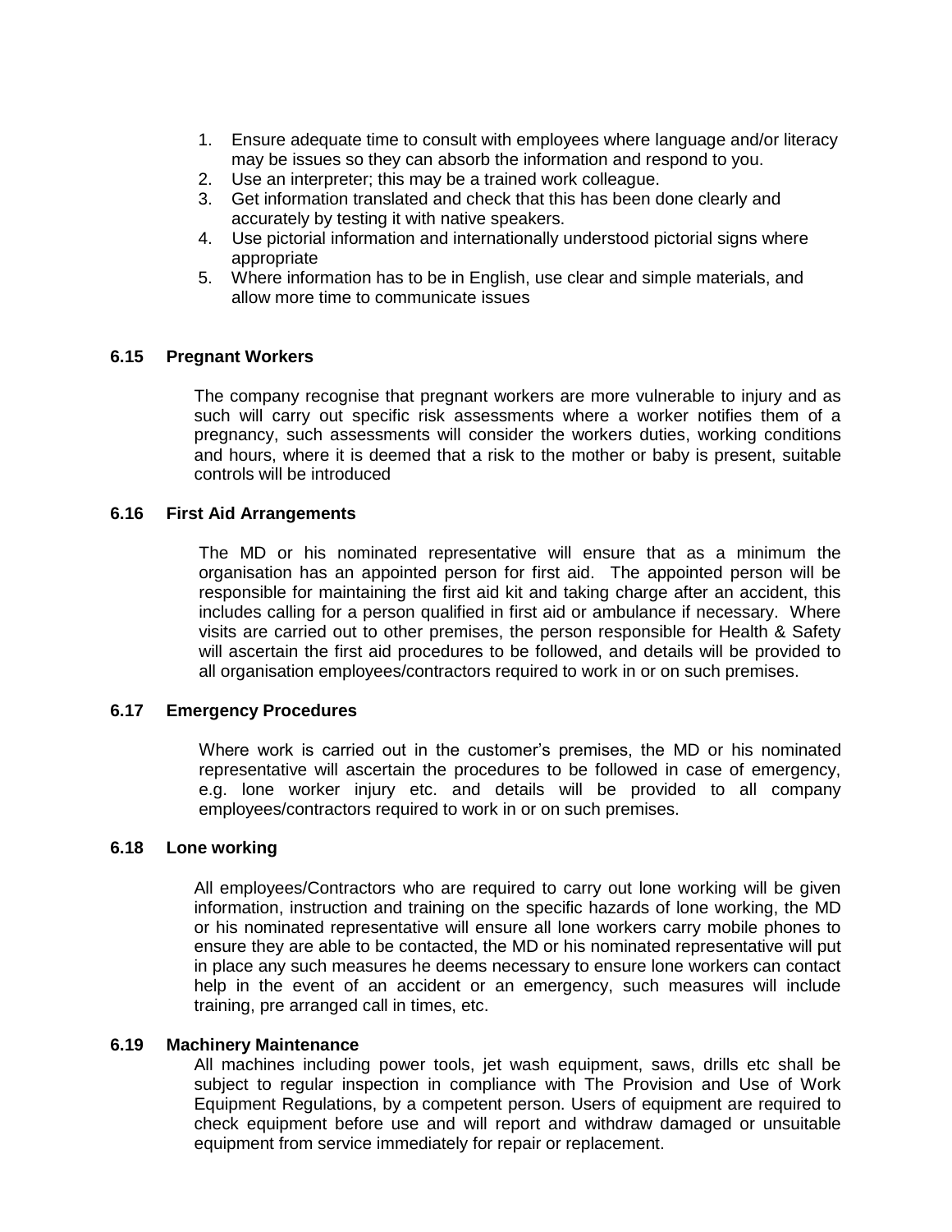1. Ensure adequate time to consult with employees where language and/or literacy may be issues so they can absorb the information and respond to you.
2. Use an interpreter; this may be a trained work colleague.
3. Get information translated and check that this has been done clearly and accurately by testing it with native speakers.
4. Use pictorial information and internationally understood pictorial signs where appropriate
5. Where information has to be in English, use clear and simple materials, and allow more time to communicate issues

### 6.15 Pregnant Workers

The company recognise that pregnant workers are more vulnerable to injury and as such will carry out specific risk assessments where a worker notifies them of a pregnancy, such assessments will consider the workers duties, working conditions and hours, where it is deemed that a risk to the mother or baby is present, suitable controls will be introduced

### 6.16 First Aid Arrangements

The MD or his nominated representative will ensure that as a minimum the organisation has an appointed person for first aid. The appointed person will be responsible for maintaining the first aid kit and taking charge after an accident, this includes calling for a person qualified in first aid or ambulance if necessary. Where visits are carried out to other premises, the person responsible for Health & Safety will ascertain the first aid procedures to be followed, and details will be provided to all organisation employees/contractors required to work in or on such premises.

### 6.17 Emergency Procedures

Where work is carried out in the customer's premises, the MD or his nominated representative will ascertain the procedures to be followed in case of emergency, e.g. lone worker injury etc. and details will be provided to all company employees/contractors required to work in or on such premises.

### 6.18 Lone working

All employees/Contractors who are required to carry out lone working will be given information, instruction and training on the specific hazards of lone working, the MD or his nominated representative will ensure all lone workers carry mobile phones to ensure they are able to be contacted, the MD or his nominated representative will put in place any such measures he deems necessary to ensure lone workers can contact help in the event of an accident or an emergency, such measures will include training, pre arranged call in times, etc.

### 6.19 Machinery Maintenance

All machines including power tools, jet wash equipment, saws, drills etc shall be subject to regular inspection in compliance with The Provision and Use of Work Equipment Regulations, by a competent person. Users of equipment are required to check equipment before use and will report and withdraw damaged or unsuitable equipment from service immediately for repair or replacement.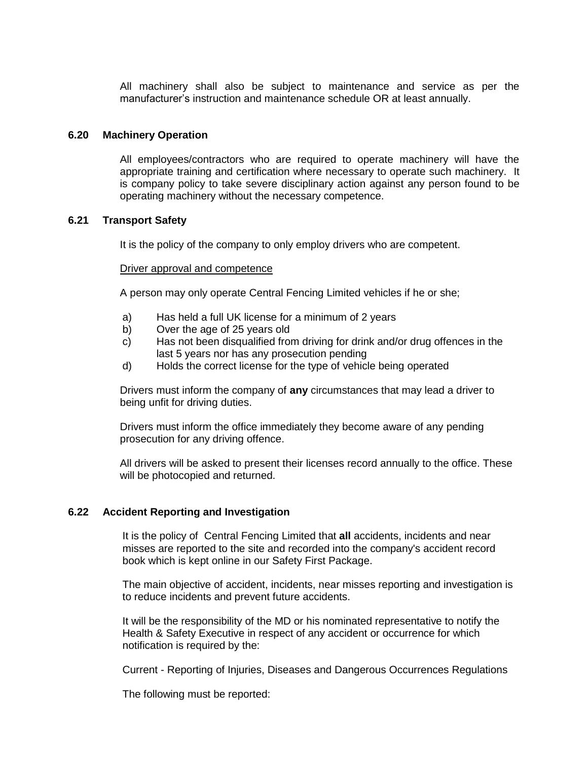All machinery shall also be subject to maintenance and service as per the manufacturer's instruction and maintenance schedule OR at least annually.

### 6.20 Machinery Operation

All employees/contractors who are required to operate machinery will have the appropriate training and certification where necessary to operate such machinery. It is company policy to take severe disciplinary action against any person found to be operating machinery without the necessary competence.

### 6.21 Transport Safety

It is the policy of the company to only employ drivers who are competent.

Driver approval and competence

A person may only operate Central Fencing Limited vehicles if he or she;

a) Has held a full UK license for a minimum of 2 years
b) Over the age of 25 years old
c) Has not been disqualified from driving for drink and/or drug offences in the last 5 years nor has any prosecution pending
d) Holds the correct license for the type of vehicle being operated

Drivers must inform the company of **any** circumstances that may lead a driver to being unfit for driving duties.

Drivers must inform the office immediately they become aware of any pending prosecution for any driving offence.

All drivers will be asked to present their licenses record annually to the office. These will be photocopied and returned.

### 6.22 Accident Reporting and Investigation

It is the policy of Central Fencing Limited that **all** accidents, incidents and near misses are reported to the site and recorded into the company's accident record book which is kept online in our Safety First Package.

The main objective of accident, incidents, near misses reporting and investigation is to reduce incidents and prevent future accidents.

It will be the responsibility of the MD or his nominated representative to notify the Health & Safety Executive in respect of any accident or occurrence for which notification is required by the:

Current - Reporting of Injuries, Diseases and Dangerous Occurrences Regulations

The following must be reported: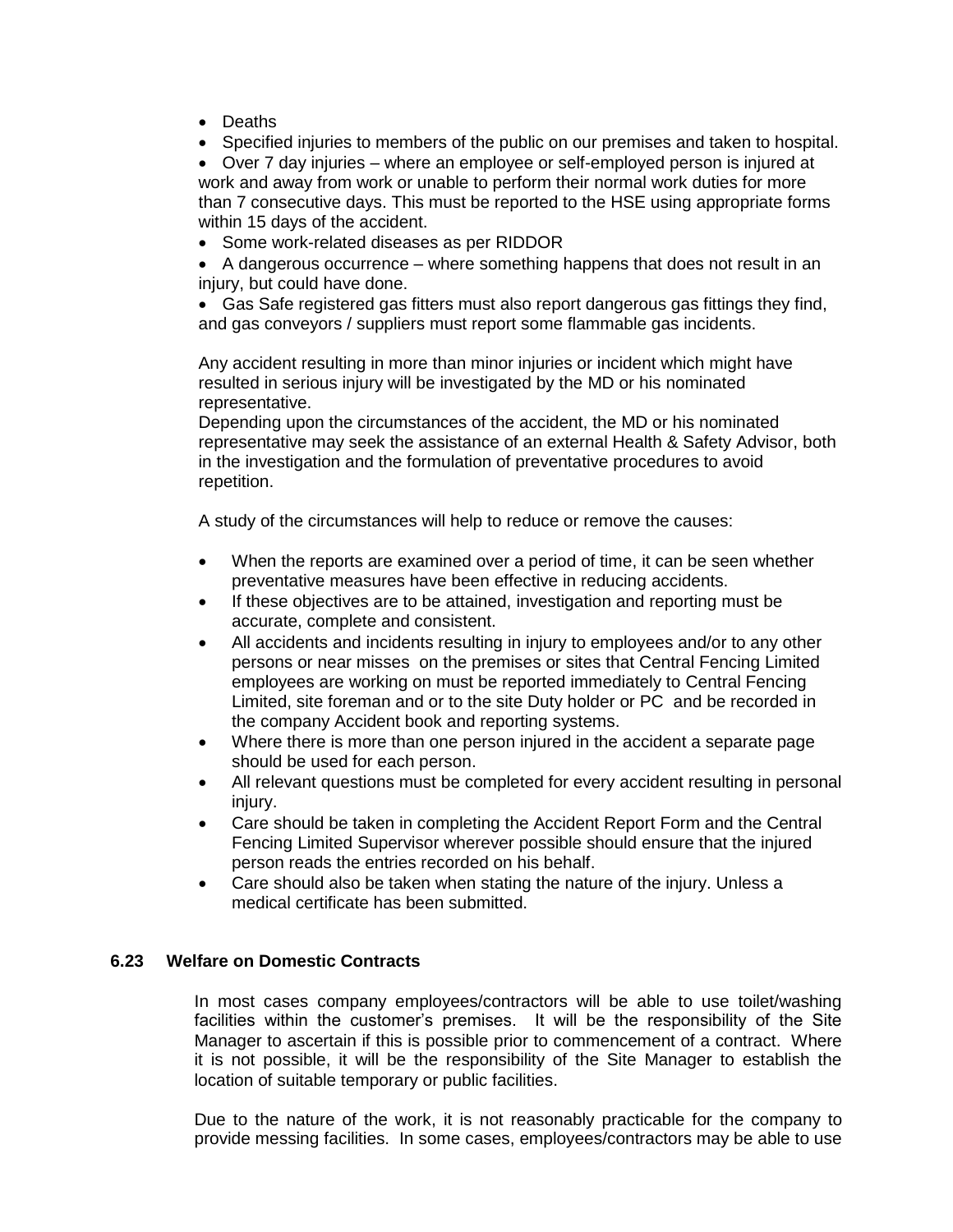- Deaths
- Specified injuries to members of the public on our premises and taken to hospital.
- Over 7 day injuries – where an employee or self-employed person is injured at work and away from work or unable to perform their normal work duties for more than 7 consecutive days. This must be reported to the HSE using appropriate forms within 15 days of the accident.
- Some work-related diseases as per RIDDOR
- A dangerous occurrence – where something happens that does not result in an injury, but could have done.
- Gas Safe registered gas fitters must also report dangerous gas fittings they find, and gas conveyors / suppliers must report some flammable gas incidents.

Any accident resulting in more than minor injuries or incident which might have resulted in serious injury will be investigated by the MD or his nominated representative.
Depending upon the circumstances of the accident, the MD or his nominated representative may seek the assistance of an external Health & Safety Advisor, both in the investigation and the formulation of preventative procedures to avoid repetition.

A study of the circumstances will help to reduce or remove the causes:

- When the reports are examined over a period of time, it can be seen whether preventative measures have been effective in reducing accidents.
- If these objectives are to be attained, investigation and reporting must be accurate, complete and consistent.
- All accidents and incidents resulting in injury to employees and/or to any other persons or near misses on the premises or sites that Central Fencing Limited employees are working on must be reported immediately to Central Fencing Limited, site foreman and or to the site Duty holder or PC and be recorded in the company Accident book and reporting systems.
- Where there is more than one person injured in the accident a separate page should be used for each person.
- All relevant questions must be completed for every accident resulting in personal injury.
- Care should be taken in completing the Accident Report Form and the Central Fencing Limited Supervisor wherever possible should ensure that the injured person reads the entries recorded on his behalf.
- Care should also be taken when stating the nature of the injury. Unless a medical certificate has been submitted.

### 6.23 Welfare on Domestic Contracts

In most cases company employees/contractors will be able to use toilet/washing facilities within the customer's premises. It will be the responsibility of the Site Manager to ascertain if this is possible prior to commencement of a contract. Where it is not possible, it will be the responsibility of the Site Manager to establish the location of suitable temporary or public facilities.

Due to the nature of the work, it is not reasonably practicable for the company to provide messing facilities. In some cases, employees/contractors may be able to use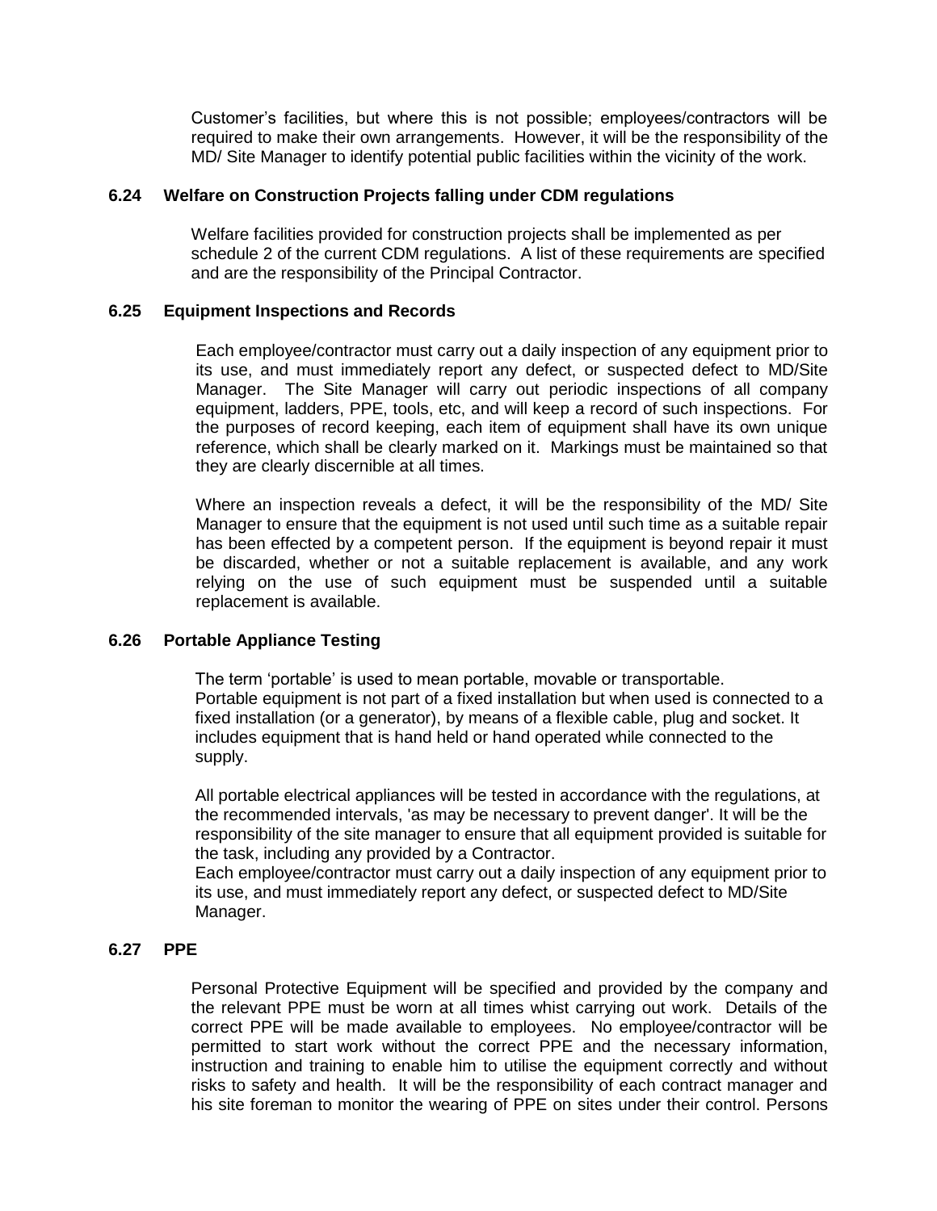Customer's facilities, but where this is not possible; employees/contractors will be required to make their own arrangements. However, it will be the responsibility of the MD/ Site Manager to identify potential public facilities within the vicinity of the work.

### 6.24 Welfare on Construction Projects falling under CDM regulations

Welfare facilities provided for construction projects shall be implemented as per schedule 2 of the current CDM regulations. A list of these requirements are specified and are the responsibility of the Principal Contractor.

### 6.25 Equipment Inspections and Records

Each employee/contractor must carry out a daily inspection of any equipment prior to its use, and must immediately report any defect, or suspected defect to MD/Site Manager. The Site Manager will carry out periodic inspections of all company equipment, ladders, PPE, tools, etc, and will keep a record of such inspections. For the purposes of record keeping, each item of equipment shall have its own unique reference, which shall be clearly marked on it. Markings must be maintained so that they are clearly discernible at all times.

Where an inspection reveals a defect, it will be the responsibility of the MD/ Site Manager to ensure that the equipment is not used until such time as a suitable repair has been effected by a competent person. If the equipment is beyond repair it must be discarded, whether or not a suitable replacement is available, and any work relying on the use of such equipment must be suspended until a suitable replacement is available.

### 6.26 Portable Appliance Testing

The term 'portable' is used to mean portable, movable or transportable.
Portable equipment is not part of a fixed installation but when used is connected to a fixed installation (or a generator), by means of a flexible cable, plug and socket. It includes equipment that is hand held or hand operated while connected to the supply.

All portable electrical appliances will be tested in accordance with the regulations, at the recommended intervals, 'as may be necessary to prevent danger'. It will be the responsibility of the site manager to ensure that all equipment provided is suitable for the task, including any provided by a Contractor.
Each employee/contractor must carry out a daily inspection of any equipment prior to its use, and must immediately report any defect, or suspected defect to MD/Site Manager.

### 6.27 PPE

Personal Protective Equipment will be specified and provided by the company and the relevant PPE must be worn at all times whist carrying out work. Details of the correct PPE will be made available to employees. No employee/contractor will be permitted to start work without the correct PPE and the necessary information, instruction and training to enable him to utilise the equipment correctly and without risks to safety and health. It will be the responsibility of each contract manager and his site foreman to monitor the wearing of PPE on sites under their control. Persons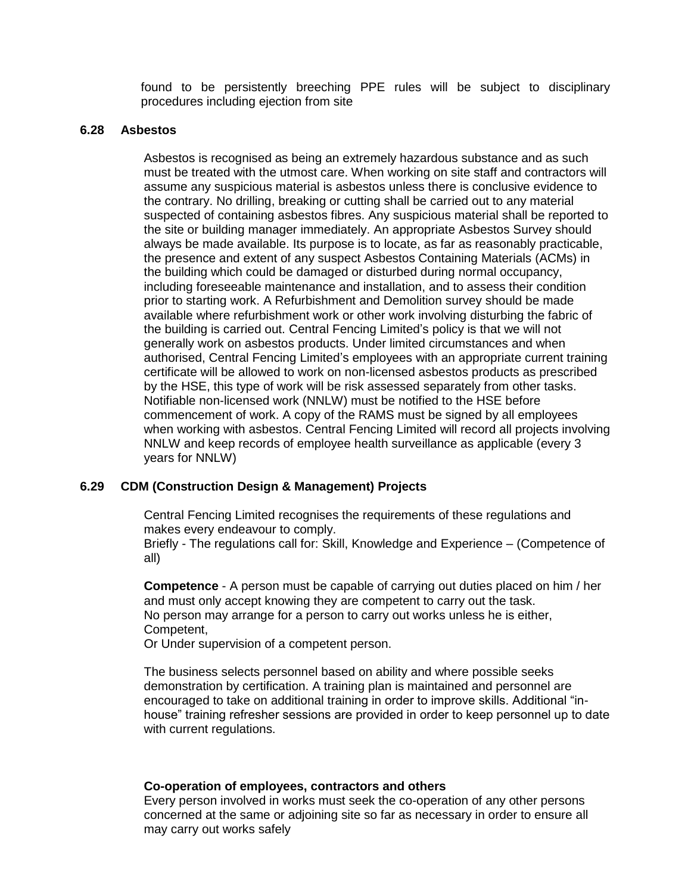found to be persistently breeching PPE rules will be subject to disciplinary procedures including ejection from site

### 6.28 Asbestos

Asbestos is recognised as being an extremely hazardous substance and as such must be treated with the utmost care. When working on site staff and contractors will assume any suspicious material is asbestos unless there is conclusive evidence to the contrary. No drilling, breaking or cutting shall be carried out to any material suspected of containing asbestos fibres. Any suspicious material shall be reported to the site or building manager immediately. An appropriate Asbestos Survey should always be made available. Its purpose is to locate, as far as reasonably practicable, the presence and extent of any suspect Asbestos Containing Materials (ACMs) in the building which could be damaged or disturbed during normal occupancy, including foreseeable maintenance and installation, and to assess their condition prior to starting work. A Refurbishment and Demolition survey should be made available where refurbishment work or other work involving disturbing the fabric of the building is carried out. Central Fencing Limited's policy is that we will not generally work on asbestos products. Under limited circumstances and when authorised, Central Fencing Limited's employees with an appropriate current training certificate will be allowed to work on non-licensed asbestos products as prescribed by the HSE, this type of work will be risk assessed separately from other tasks. Notifiable non-licensed work (NNLW) must be notified to the HSE before commencement of work. A copy of the RAMS must be signed by all employees when working with asbestos. Central Fencing Limited will record all projects involving NNLW and keep records of employee health surveillance as applicable (every 3 years for NNLW)

### 6.29 CDM (Construction Design & Management) Projects

Central Fencing Limited recognises the requirements of these regulations and makes every endeavour to comply.
Briefly - The regulations call for: Skill, Knowledge and Experience – (Competence of all)

**Competence** - A person must be capable of carrying out duties placed on him / her and must only accept knowing they are competent to carry out the task.
No person may arrange for a person to carry out works unless he is either,
Competent,
Or Under supervision of a competent person.

The business selects personnel based on ability and where possible seeks demonstration by certification. A training plan is maintained and personnel are encouraged to take on additional training in order to improve skills. Additional "in-house" training refresher sessions are provided in order to keep personnel up to date with current regulations.

**Co-operation of employees, contractors and others**
Every person involved in works must seek the co-operation of any other persons concerned at the same or adjoining site so far as necessary in order to ensure all may carry out works safely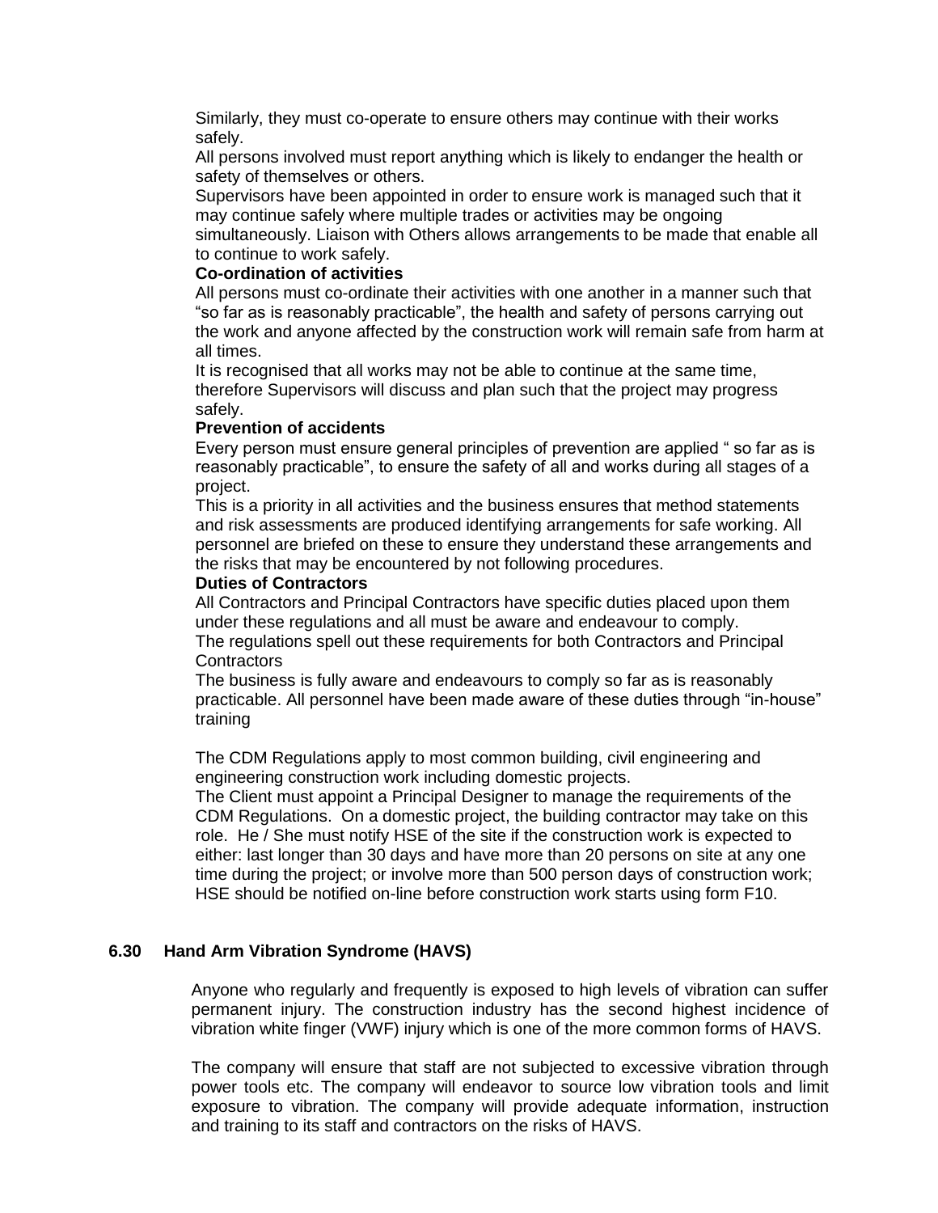Similarly, they must co-operate to ensure others may continue with their works safely.

All persons involved must report anything which is likely to endanger the health or safety of themselves or others.

Supervisors have been appointed in order to ensure work is managed such that it may continue safely where multiple trades or activities may be ongoing simultaneously. Liaison with Others allows arrangements to be made that enable all to continue to work safely.

**Co-ordination of activities**

All persons must co-ordinate their activities with one another in a manner such that "so far as is reasonably practicable", the health and safety of persons carrying out the work and anyone affected by the construction work will remain safe from harm at all times.

It is recognised that all works may not be able to continue at the same time, therefore Supervisors will discuss and plan such that the project may progress safely.

**Prevention of accidents**

Every person must ensure general principles of prevention are applied " so far as is reasonably practicable", to ensure the safety of all and works during all stages of a project.

This is a priority in all activities and the business ensures that method statements and risk assessments are produced identifying arrangements for safe working. All personnel are briefed on these to ensure they understand these arrangements and the risks that may be encountered by not following procedures.

**Duties of Contractors**

All Contractors and Principal Contractors have specific duties placed upon them under these regulations and all must be aware and endeavour to comply.

The regulations spell out these requirements for both Contractors and Principal Contractors

The business is fully aware and endeavours to comply so far as is reasonably practicable. All personnel have been made aware of these duties through "in-house" training

The CDM Regulations apply to most common building, civil engineering and engineering construction work including domestic projects.

The Client must appoint a Principal Designer to manage the requirements of the CDM Regulations. On a domestic project, the building contractor may take on this role. He / She must notify HSE of the site if the construction work is expected to either: last longer than 30 days and have more than 20 persons on site at any one time during the project; or involve more than 500 person days of construction work; HSE should be notified on-line before construction work starts using form F10.

## 6.30 Hand Arm Vibration Syndrome (HAVS)

Anyone who regularly and frequently is exposed to high levels of vibration can suffer permanent injury. The construction industry has the second highest incidence of vibration white finger (VWF) injury which is one of the more common forms of HAVS.

The company will ensure that staff are not subjected to excessive vibration through power tools etc. The company will endeavor to source low vibration tools and limit exposure to vibration. The company will provide adequate information, instruction and training to its staff and contractors on the risks of HAVS.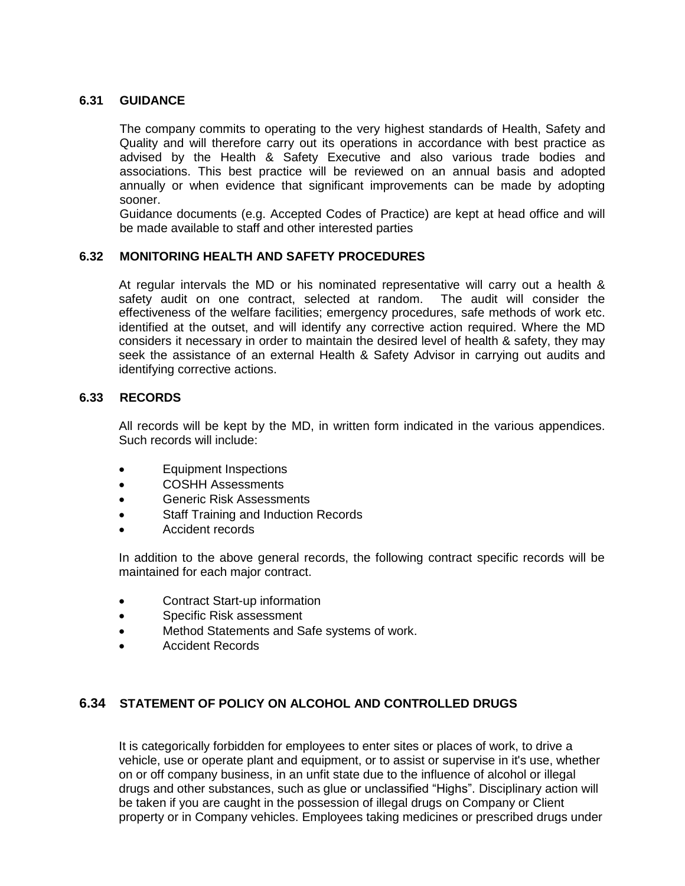### 6.31 GUIDANCE

The company commits to operating to the very highest standards of Health, Safety and Quality and will therefore carry out its operations in accordance with best practice as advised by the Health & Safety Executive and also various trade bodies and associations. This best practice will be reviewed on an annual basis and adopted annually or when evidence that significant improvements can be made by adopting sooner.

Guidance documents (e.g. Accepted Codes of Practice) are kept at head office and will be made available to staff and other interested parties

### 6.32 MONITORING HEALTH AND SAFETY PROCEDURES

At regular intervals the MD or his nominated representative will carry out a health & safety audit on one contract, selected at random. The audit will consider the effectiveness of the welfare facilities; emergency procedures, safe methods of work etc. identified at the outset, and will identify any corrective action required. Where the MD considers it necessary in order to maintain the desired level of health & safety, they may seek the assistance of an external Health & Safety Advisor in carrying out audits and identifying corrective actions.

### 6.33 RECORDS

All records will be kept by the MD, in written form indicated in the various appendices. Such records will include:

- Equipment Inspections
- COSHH Assessments
- Generic Risk Assessments
- Staff Training and Induction Records
- Accident records

In addition to the above general records, the following contract specific records will be maintained for each major contract.

- Contract Start-up information
- Specific Risk assessment
- Method Statements and Safe systems of work.
- Accident Records

### 6.34 STATEMENT OF POLICY ON ALCOHOL AND CONTROLLED DRUGS

It is categorically forbidden for employees to enter sites or places of work, to drive a vehicle, use or operate plant and equipment, or to assist or supervise in it's use, whether on or off company business, in an unfit state due to the influence of alcohol or illegal drugs and other substances, such as glue or unclassified "Highs". Disciplinary action will be taken if you are caught in the possession of illegal drugs on Company or Client property or in Company vehicles. Employees taking medicines or prescribed drugs under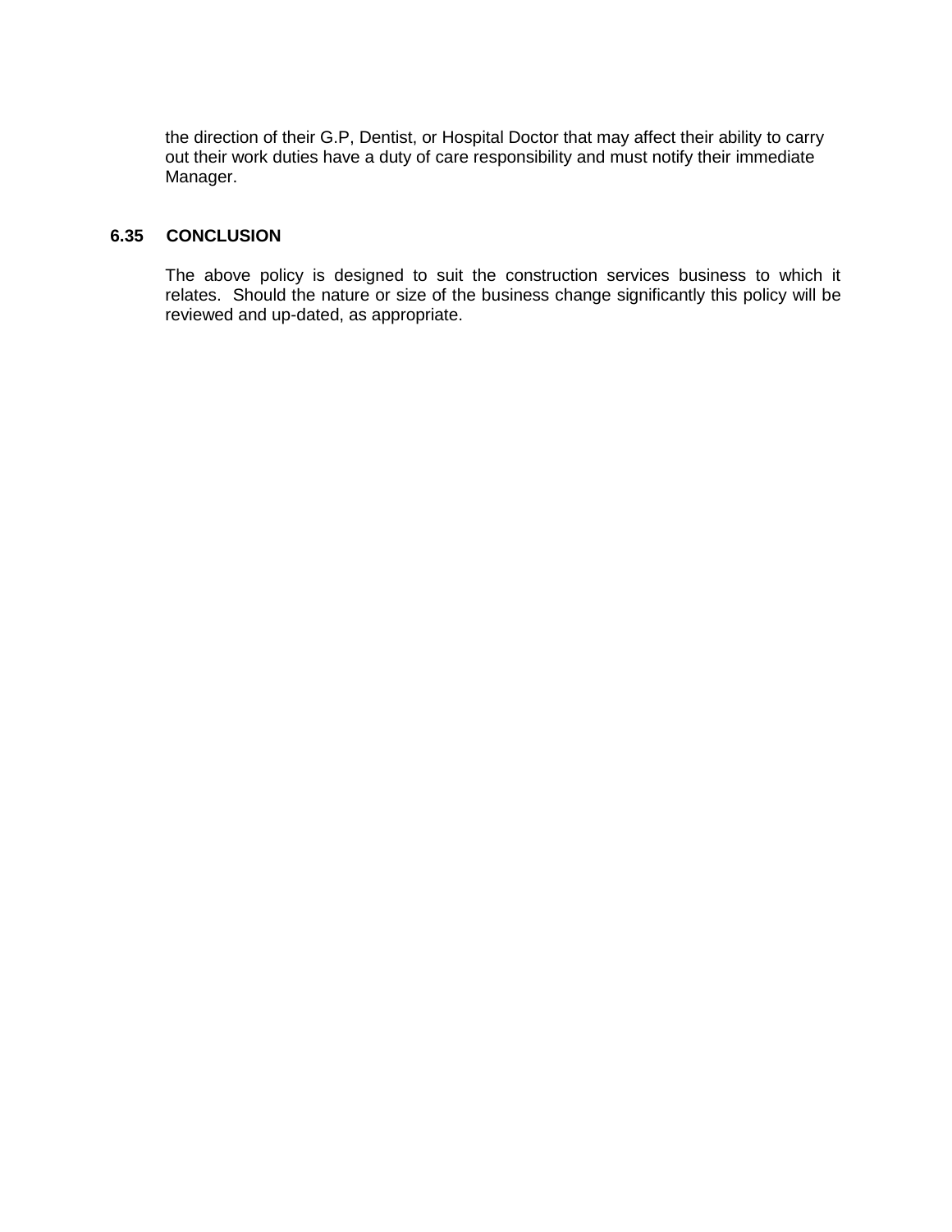the direction of their G.P, Dentist, or Hospital Doctor that may affect their ability to carry out their work duties have a duty of care responsibility and must notify their immediate Manager.

### 6.35 CONCLUSION

The above policy is designed to suit the construction services business to which it relates. Should the nature or size of the business change significantly this policy will be reviewed and up-dated, as appropriate.